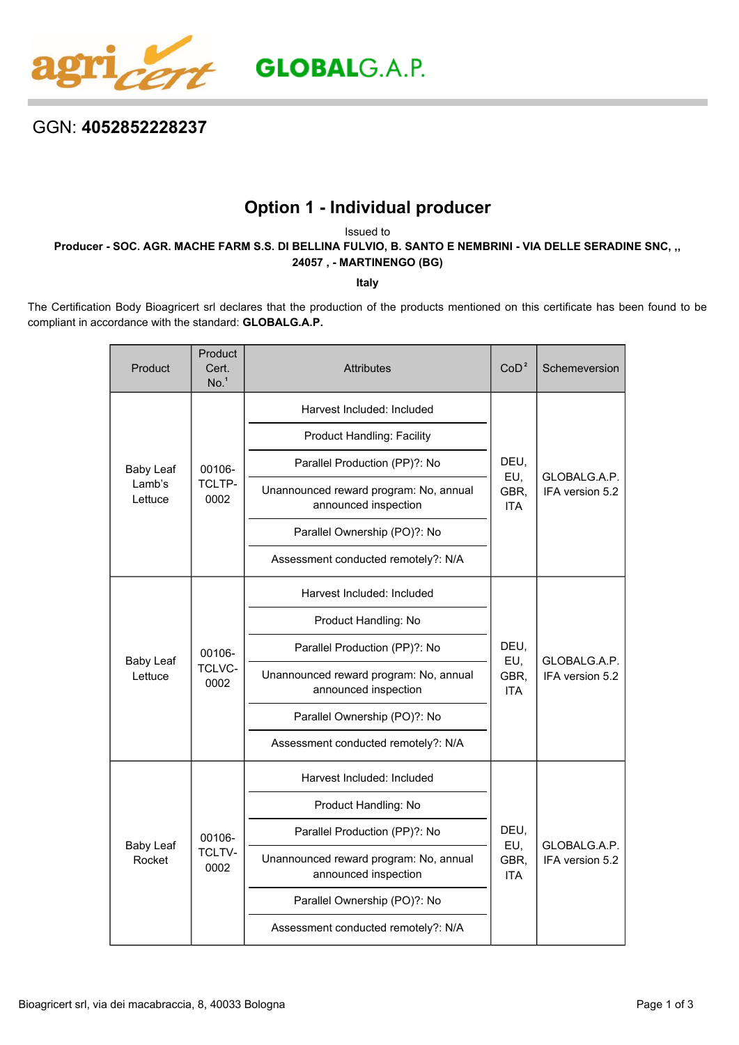agricert GLOBALG.A.P.

GGN: **4052852228237**

# Option 1 - Individual producer

Issued to

**Producer - SOC. AGR. MACHE FARM S.S. DI BELLINA FULVIO, B. SANTO E NEMBRINI - VIA DELLE SERADINE SNC, ,, 24057 , - MARTINENGO (BG)**

**Italy**

The Certification Body Bioagricert srl declares that the production of the products mentioned on this certificate has been found to be compliant in accordance with the standard: **GLOBALG.A.P.**

| Product | Product Cert. No.[1] | Attributes | CoD[2] | Schemeversion |
|---|---|---|---|---|
| Baby Leaf Lamb's Lettuce | 00106-TCLTP-0002 | Harvest Included: Included<br>Product Handling: Facility<br>Parallel Production (PP)?: No<br>Unannounced reward program: No, annual announced inspection<br>Parallel Ownership (PO)?: No<br>Assessment conducted remotely?: N/A | DEU, EU, GBR, ITA | GLOBALG.A.P. IFA version 5.2 |
| Baby Leaf Lettuce | 00106-TCLVC-0002 | Harvest Included: Included<br>Product Handling: No<br>Parallel Production (PP)?: No<br>Unannounced reward program: No, annual announced inspection<br>Parallel Ownership (PO)?: No<br>Assessment conducted remotely?: N/A | DEU, EU, GBR, ITA | GLOBALG.A.P. IFA version 5.2 |
| Baby Leaf Rocket | 00106-TCLTV-0002 | Harvest Included: Included<br>Product Handling: No<br>Parallel Production (PP)?: No<br>Unannounced reward program: No, annual announced inspection<br>Parallel Ownership (PO)?: No<br>Assessment conducted remotely?: N/A | DEU, EU, GBR, ITA | GLOBALG.A.P. IFA version 5.2 |

Bioagricert srl, via dei macabraccia, 8, 40033 Bologna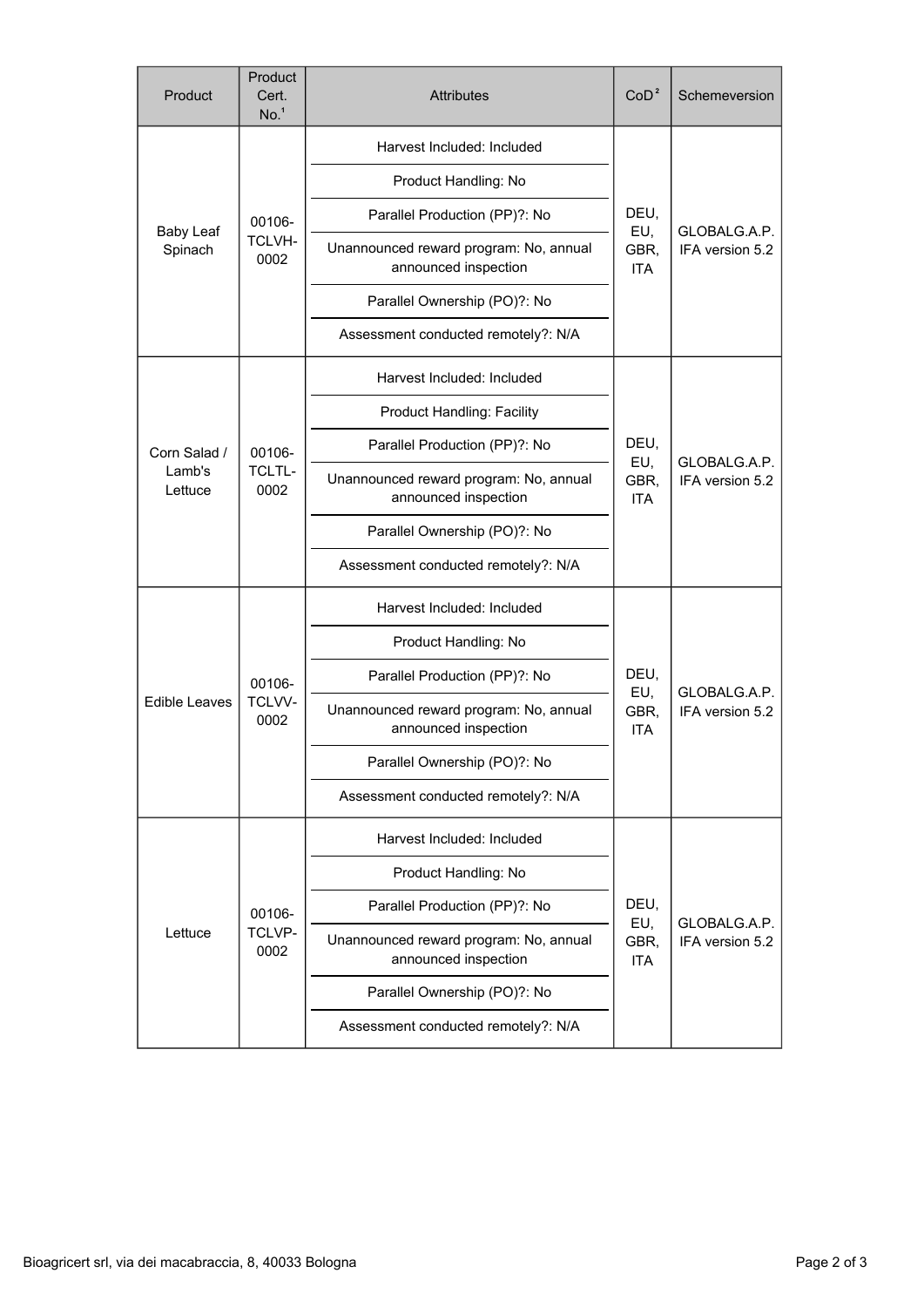| Product | Product Cert. No.[1] | Attributes | CoD[2] | Schemeversion |
|---|---|---|---|---|
| Baby Leaf Spinach | 00106-TCLVH-0002 | Harvest Included: Included<br>Product Handling: No<br>Parallel Production (PP)?: No<br>Unannounced reward program: No, annual announced inspection<br>Parallel Ownership (PO)?: No<br>Assessment conducted remotely?: N/A | DEU, EU, GBR, ITA | GLOBALG.A.P. IFA version 5.2 |
| Corn Salad / Lamb's Lettuce | 00106-TCLTL-0002 | Harvest Included: Included<br>Product Handling: Facility<br>Parallel Production (PP)?: No<br>Unannounced reward program: No, annual announced inspection<br>Parallel Ownership (PO)?: No<br>Assessment conducted remotely?: N/A | DEU, EU, GBR, ITA | GLOBALG.A.P. IFA version 5.2 |
| Edible Leaves | 00106-TCLVV-0002 | Harvest Included: Included<br>Product Handling: No<br>Parallel Production (PP)?: No<br>Unannounced reward program: No, annual announced inspection<br>Parallel Ownership (PO)?: No<br>Assessment conducted remotely?: N/A | DEU, EU, GBR, ITA | GLOBALG.A.P. IFA version 5.2 |
| Lettuce | 00106-TCLVP-0002 | Harvest Included: Included<br>Product Handling: No<br>Parallel Production (PP)?: No<br>Unannounced reward program: No, annual announced inspection<br>Parallel Ownership (PO)?: No<br>Assessment conducted remotely?: N/A | DEU, EU, GBR, ITA | GLOBALG.A.P. IFA version 5.2 |

Bioagricert srl, via dei macabraccia, 8, 40033 Bologna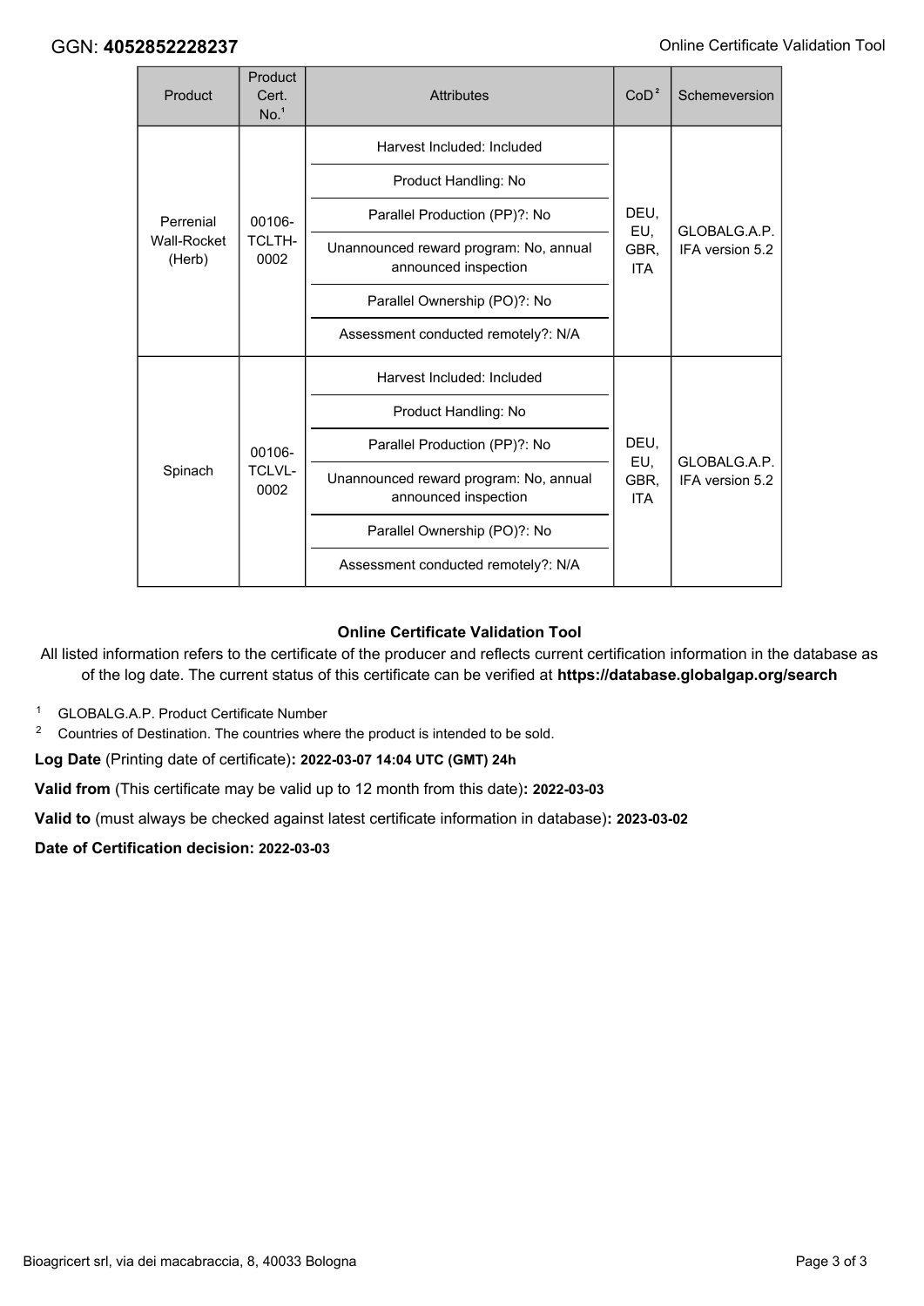GGN: **4052852228237**

| Product | Product Cert. No.[1] | Attributes | CoD[2] | Schemeversion |
|---|---|---|---|---|
| Perrenial Wall-Rocket (Herb) | 00106-TCLTH-0002 | Harvest Included: Included | DEU, EU, GBR, ITA | GLOBALG.A.P. IFA version 5.2 |
| | | Product Handling: No | | |
| | | Parallel Production (PP)?: No | | |
| | | Unannounced reward program: No, annual announced inspection | | |
| | | Parallel Ownership (PO)?: No | | |
| | | Assessment conducted remotely?: N/A | | |
| Spinach | 00106-TCLVL-0002 | Harvest Included: Included | DEU, EU, GBR, ITA | GLOBALG.A.P. IFA version 5.2 |
| | | Product Handling: No | | |
| | | Parallel Production (PP)?: No | | |
| | | Unannounced reward program: No, annual announced inspection | | |
| | | Parallel Ownership (PO)?: No | | |
| | | Assessment conducted remotely?: N/A | | |

**Online Certificate Validation Tool**

All listed information refers to the certificate of the producer and reflects current certification information in the database as of the log date. The current status of this certificate can be verified at **https://database.globalgap.org/search**

[1] GLOBALG.A.P. Product Certificate Number

[2] Countries of Destination. The countries where the product is intended to be sold.

**Log Date** (Printing date of certificate)**: 2022-03-07 14:04 UTC (GMT) 24h**

**Valid from** (This certificate may be valid up to 12 month from this date)**: 2022-03-03**

**Valid to** (must always be checked against latest certificate information in database)**: 2023-03-02**

**Date of Certification decision: 2022-03-03**

Bioagricert srl, via dei macabraccia, 8, 40033 Bologna